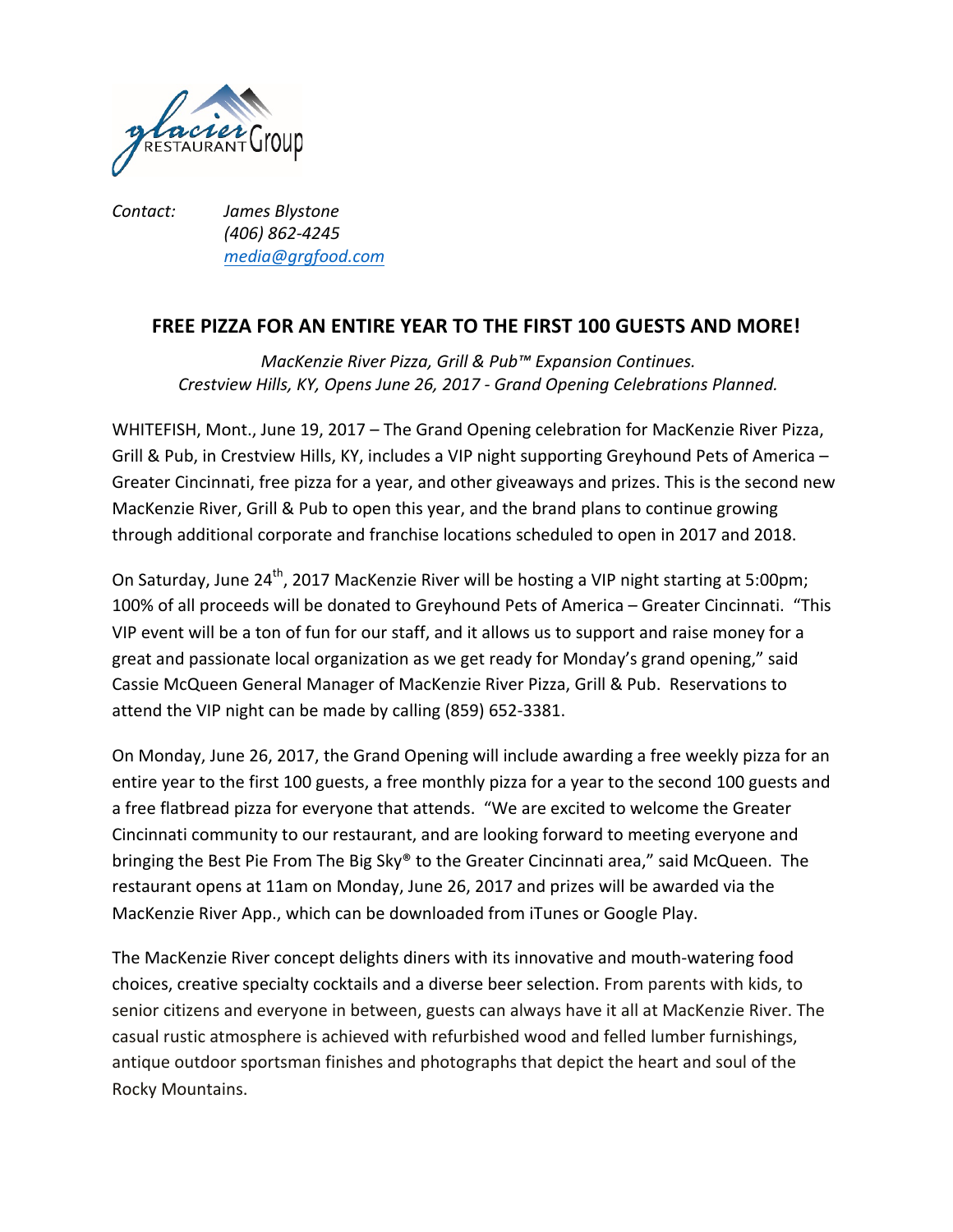glacier RESTAURANT Group

*Contact:* *James Blystone*
*(406) 862-4245*
*[media@grgfood.com](mailto:media@grgfood.com)*

## FREE PIZZA FOR AN ENTIRE YEAR TO THE FIRST 100 GUESTS AND MORE!

*MacKenzie River Pizza, Grill & Pub™ Expansion Continues.*
*Crestview Hills, KY, Opens June 26, 2017 - Grand Opening Celebrations Planned.*

WHITEFISH, Mont., June 19, 2017 – The Grand Opening celebration for MacKenzie River Pizza, Grill & Pub, in Crestview Hills, KY, includes a VIP night supporting Greyhound Pets of America – Greater Cincinnati, free pizza for a year, and other giveaways and prizes. This is the second new MacKenzie River, Grill & Pub to open this year, and the brand plans to continue growing through additional corporate and franchise locations scheduled to open in 2017 and 2018.

On Saturday, June 24th, 2017 MacKenzie River will be hosting a VIP night starting at 5:00pm; 100% of all proceeds will be donated to Greyhound Pets of America – Greater Cincinnati. "This VIP event will be a ton of fun for our staff, and it allows us to support and raise money for a great and passionate local organization as we get ready for Monday's grand opening," said Cassie McQueen General Manager of MacKenzie River Pizza, Grill & Pub. Reservations to attend the VIP night can be made by calling (859) 652-3381.

On Monday, June 26, 2017, the Grand Opening will include awarding a free weekly pizza for an entire year to the first 100 guests, a free monthly pizza for a year to the second 100 guests and a free flatbread pizza for everyone that attends. "We are excited to welcome the Greater Cincinnati community to our restaurant, and are looking forward to meeting everyone and bringing the Best Pie From The Big Sky® to the Greater Cincinnati area," said McQueen. The restaurant opens at 11am on Monday, June 26, 2017 and prizes will be awarded via the MacKenzie River App., which can be downloaded from iTunes or Google Play.

The MacKenzie River concept delights diners with its innovative and mouth-watering food choices, creative specialty cocktails and a diverse beer selection. From parents with kids, to senior citizens and everyone in between, guests can always have it all at MacKenzie River. The casual rustic atmosphere is achieved with refurbished wood and felled lumber furnishings, antique outdoor sportsman finishes and photographs that depict the heart and soul of the Rocky Mountains.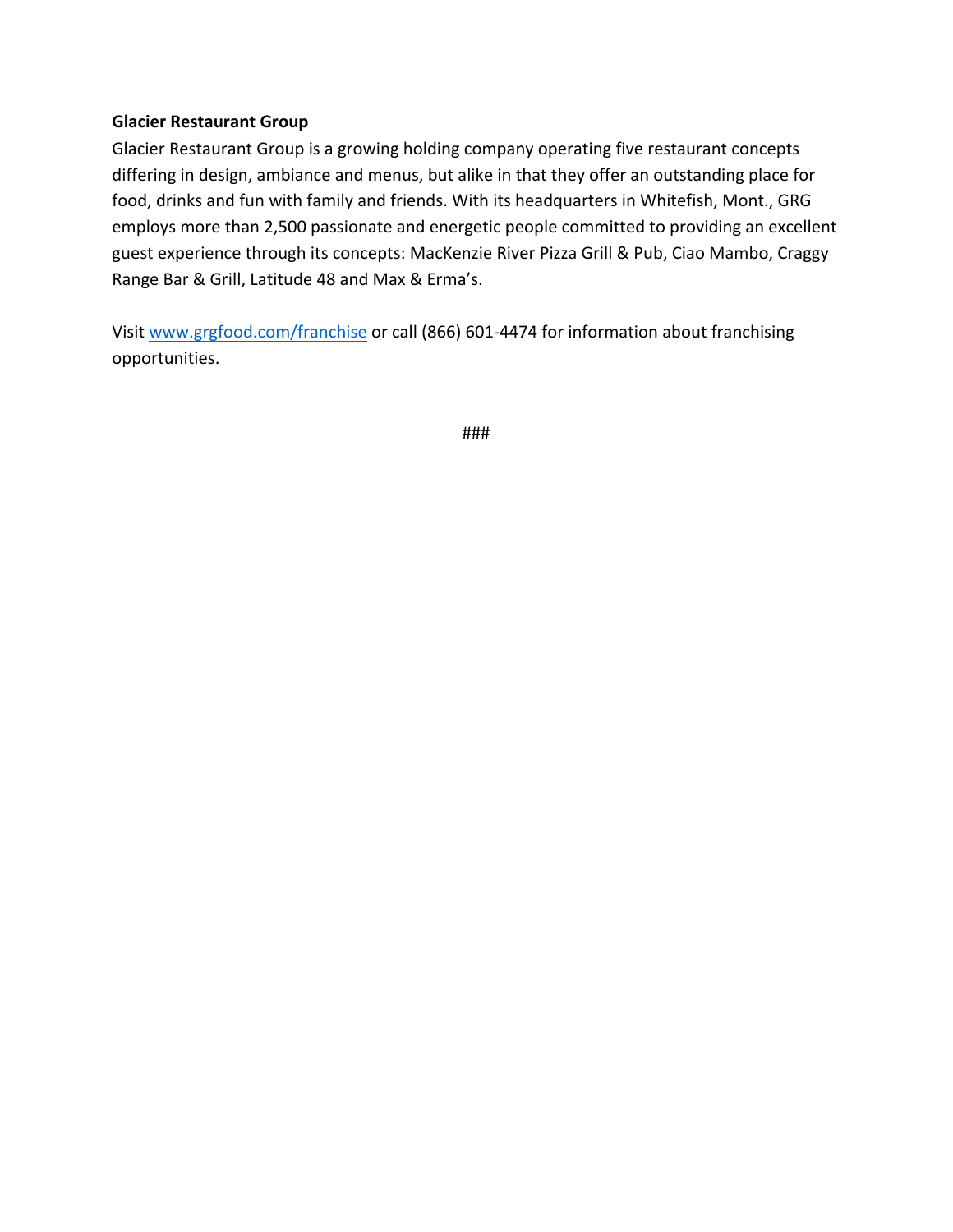**Glacier Restaurant Group**

Glacier Restaurant Group is a growing holding company operating five restaurant concepts differing in design, ambiance and menus, but alike in that they offer an outstanding place for food, drinks and fun with family and friends. With its headquarters in Whitefish, Mont., GRG employs more than 2,500 passionate and energetic people committed to providing an excellent guest experience through its concepts: MacKenzie River Pizza Grill & Pub, Ciao Mambo, Craggy Range Bar & Grill, Latitude 48 and Max & Erma's.

Visit www.grgfood.com/franchise or call (866) 601-4474 for information about franchising opportunities.

###